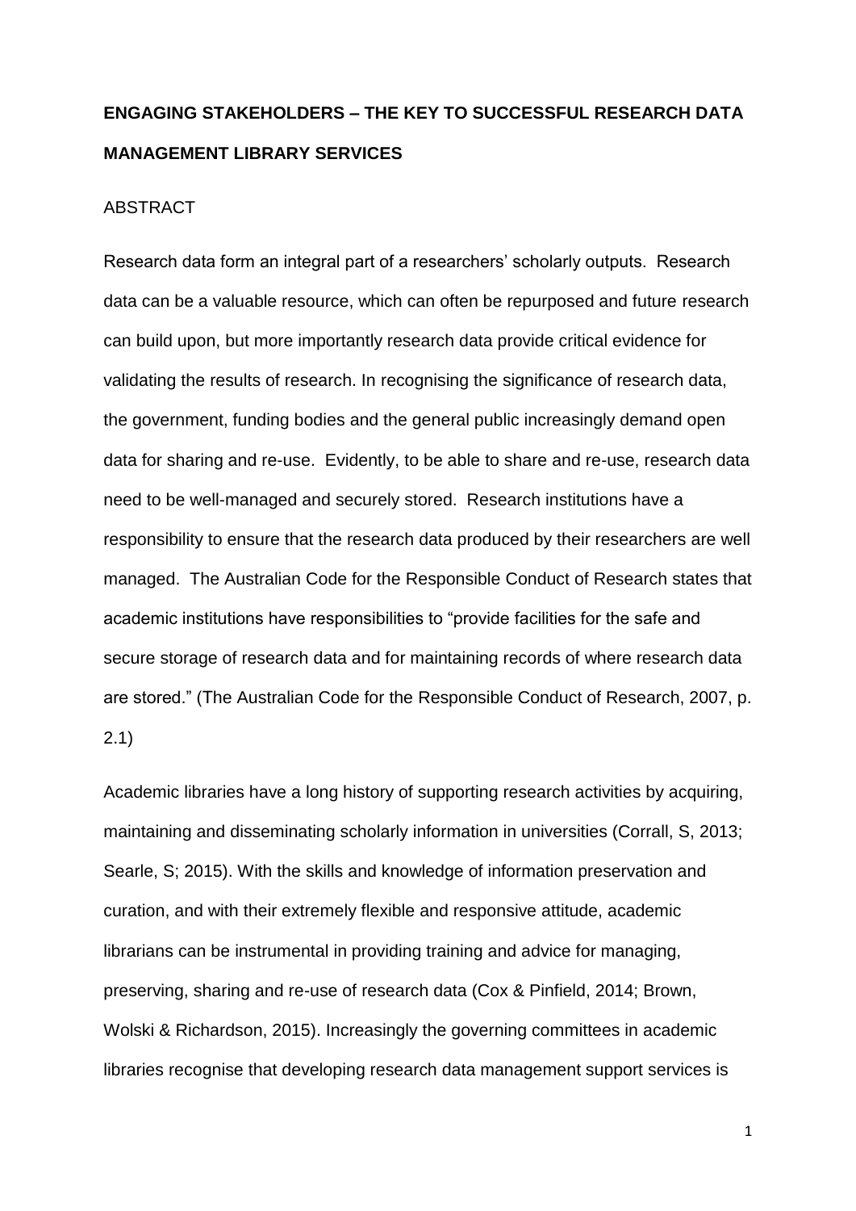# ENGAGING STAKEHOLDERS – THE KEY TO SUCCESSFUL RESEARCH DATA MANAGEMENT LIBRARY SERVICES

## ABSTRACT

Research data form an integral part of a researchers' scholarly outputs. Research data can be a valuable resource, which can often be repurposed and future research can build upon, but more importantly research data provide critical evidence for validating the results of research. In recognising the significance of research data, the government, funding bodies and the general public increasingly demand open data for sharing and re-use. Evidently, to be able to share and re-use, research data need to be well-managed and securely stored. Research institutions have a responsibility to ensure that the research data produced by their researchers are well managed. The Australian Code for the Responsible Conduct of Research states that academic institutions have responsibilities to "provide facilities for the safe and secure storage of research data and for maintaining records of where research data are stored." (The Australian Code for the Responsible Conduct of Research, 2007, p. 2.1)

Academic libraries have a long history of supporting research activities by acquiring, maintaining and disseminating scholarly information in universities (Corrall, S, 2013; Searle, S; 2015). With the skills and knowledge of information preservation and curation, and with their extremely flexible and responsive attitude, academic librarians can be instrumental in providing training and advice for managing, preserving, sharing and re-use of research data (Cox & Pinfield, 2014; Brown, Wolski & Richardson, 2015). Increasingly the governing committees in academic libraries recognise that developing research data management support services is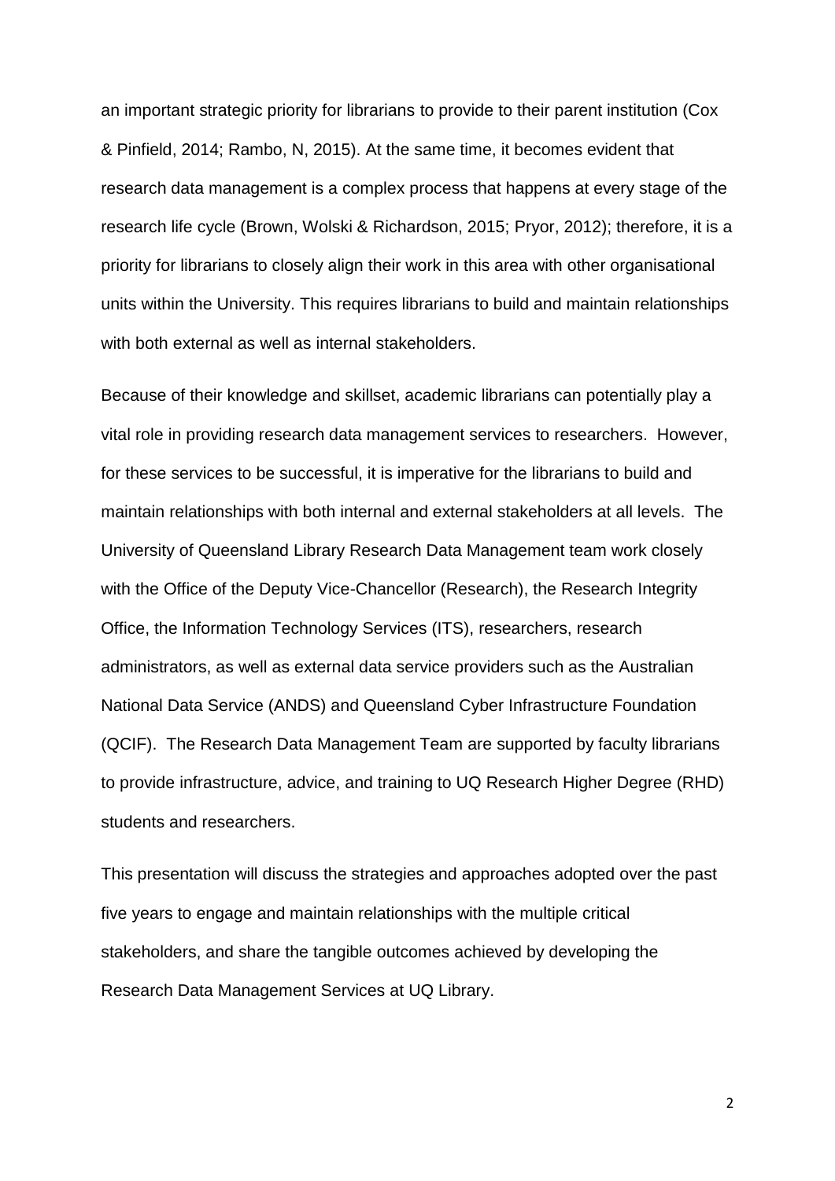an important strategic priority for librarians to provide to their parent institution (Cox & Pinfield, 2014; Rambo, N, 2015). At the same time, it becomes evident that research data management is a complex process that happens at every stage of the research life cycle (Brown, Wolski & Richardson, 2015; Pryor, 2012); therefore, it is a priority for librarians to closely align their work in this area with other organisational units within the University. This requires librarians to build and maintain relationships with both external as well as internal stakeholders.

Because of their knowledge and skillset, academic librarians can potentially play a vital role in providing research data management services to researchers. However, for these services to be successful, it is imperative for the librarians to build and maintain relationships with both internal and external stakeholders at all levels. The University of Queensland Library Research Data Management team work closely with the Office of the Deputy Vice-Chancellor (Research), the Research Integrity Office, the Information Technology Services (ITS), researchers, research administrators, as well as external data service providers such as the Australian National Data Service (ANDS) and Queensland Cyber Infrastructure Foundation (QCIF). The Research Data Management Team are supported by faculty librarians to provide infrastructure, advice, and training to UQ Research Higher Degree (RHD) students and researchers.

This presentation will discuss the strategies and approaches adopted over the past five years to engage and maintain relationships with the multiple critical stakeholders, and share the tangible outcomes achieved by developing the Research Data Management Services at UQ Library.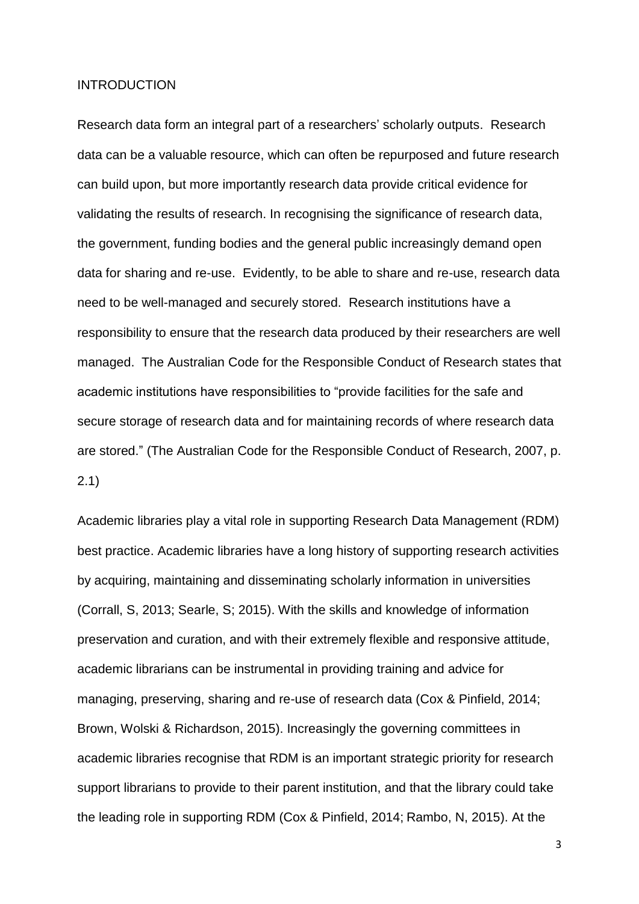# INTRODUCTION

Research data form an integral part of a researchers' scholarly outputs. Research data can be a valuable resource, which can often be repurposed and future research can build upon, but more importantly research data provide critical evidence for validating the results of research. In recognising the significance of research data, the government, funding bodies and the general public increasingly demand open data for sharing and re-use. Evidently, to be able to share and re-use, research data need to be well-managed and securely stored. Research institutions have a responsibility to ensure that the research data produced by their researchers are well managed. The Australian Code for the Responsible Conduct of Research states that academic institutions have responsibilities to "provide facilities for the safe and secure storage of research data and for maintaining records of where research data are stored." (The Australian Code for the Responsible Conduct of Research, 2007, p. 2.1)

Academic libraries play a vital role in supporting Research Data Management (RDM) best practice. Academic libraries have a long history of supporting research activities by acquiring, maintaining and disseminating scholarly information in universities (Corrall, S, 2013; Searle, S; 2015). With the skills and knowledge of information preservation and curation, and with their extremely flexible and responsive attitude, academic librarians can be instrumental in providing training and advice for managing, preserving, sharing and re-use of research data (Cox & Pinfield, 2014; Brown, Wolski & Richardson, 2015). Increasingly the governing committees in academic libraries recognise that RDM is an important strategic priority for research support librarians to provide to their parent institution, and that the library could take the leading role in supporting RDM (Cox & Pinfield, 2014; Rambo, N, 2015). At the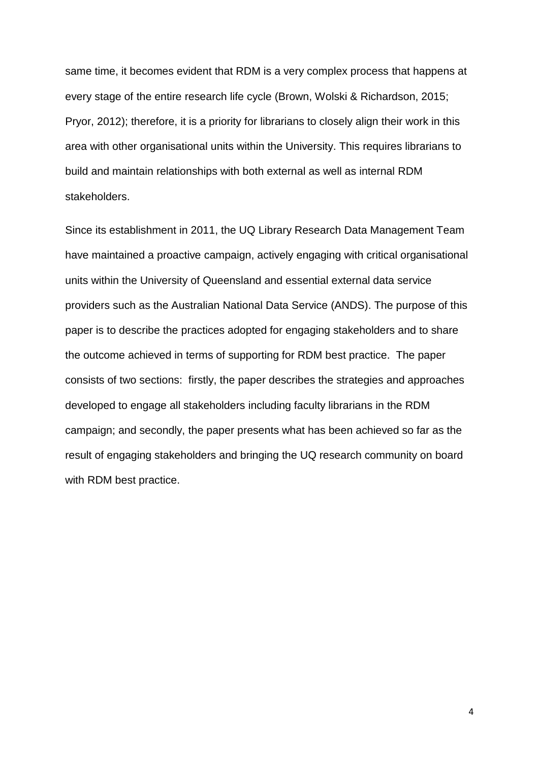same time, it becomes evident that RDM is a very complex process that happens at every stage of the entire research life cycle (Brown, Wolski & Richardson, 2015; Pryor, 2012); therefore, it is a priority for librarians to closely align their work in this area with other organisational units within the University. This requires librarians to build and maintain relationships with both external as well as internal RDM stakeholders.

Since its establishment in 2011, the UQ Library Research Data Management Team have maintained a proactive campaign, actively engaging with critical organisational units within the University of Queensland and essential external data service providers such as the Australian National Data Service (ANDS). The purpose of this paper is to describe the practices adopted for engaging stakeholders and to share the outcome achieved in terms of supporting for RDM best practice. The paper consists of two sections: firstly, the paper describes the strategies and approaches developed to engage all stakeholders including faculty librarians in the RDM campaign; and secondly, the paper presents what has been achieved so far as the result of engaging stakeholders and bringing the UQ research community on board with RDM best practice.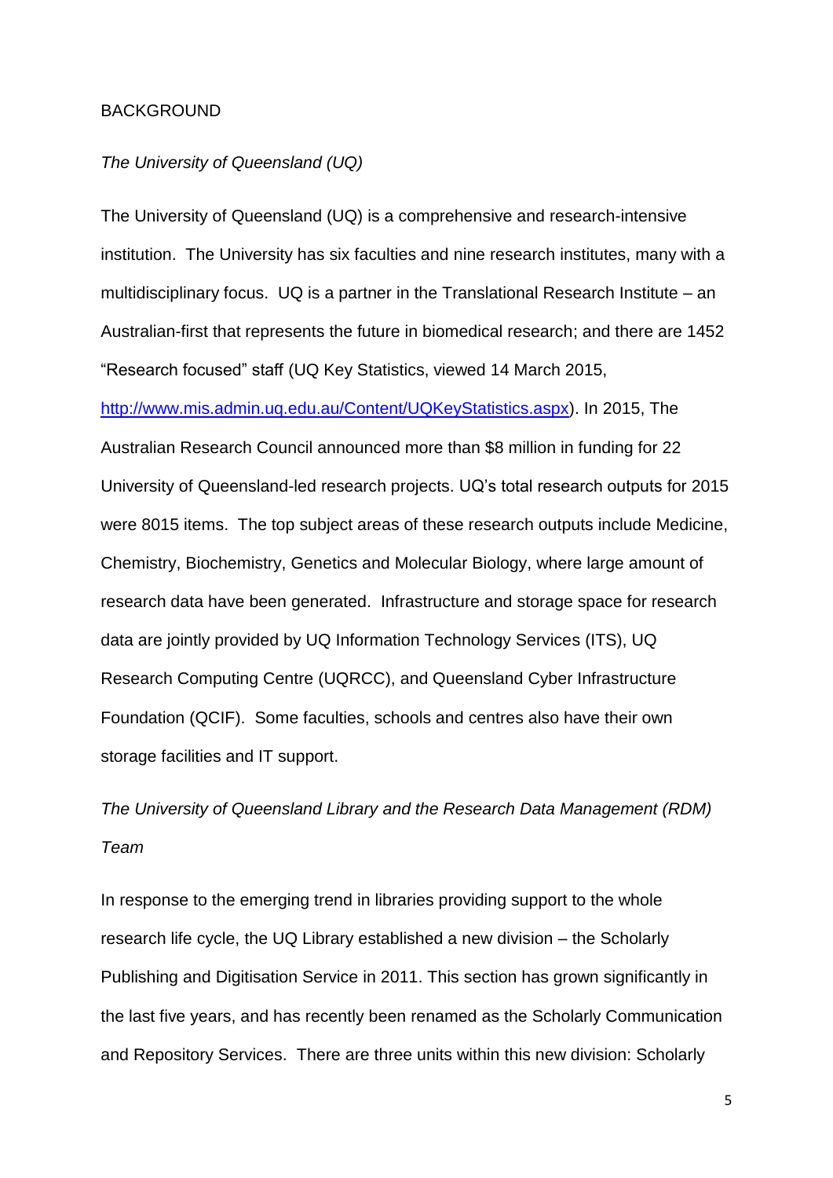## BACKGROUND

### *The University of Queensland (UQ)*

The University of Queensland (UQ) is a comprehensive and research-intensive institution. The University has six faculties and nine research institutes, many with a multidisciplinary focus. UQ is a partner in the Translational Research Institute – an Australian-first that represents the future in biomedical research; and there are 1452 "Research focused" staff (UQ Key Statistics, viewed 14 March 2015, http://www.mis.admin.uq.edu.au/Content/UQKeyStatistics.aspx). In 2015, The Australian Research Council announced more than $8 million in funding for 22 University of Queensland-led research projects. UQ's total research outputs for 2015 were 8015 items. The top subject areas of these research outputs include Medicine, Chemistry, Biochemistry, Genetics and Molecular Biology, where large amount of research data have been generated. Infrastructure and storage space for research data are jointly provided by UQ Information Technology Services (ITS), UQ Research Computing Centre (UQRCC), and Queensland Cyber Infrastructure Foundation (QCIF). Some faculties, schools and centres also have their own storage facilities and IT support.

### *The University of Queensland Library and the Research Data Management (RDM) Team*

In response to the emerging trend in libraries providing support to the whole research life cycle, the UQ Library established a new division – the Scholarly Publishing and Digitisation Service in 2011. This section has grown significantly in the last five years, and has recently been renamed as the Scholarly Communication and Repository Services. There are three units within this new division: Scholarly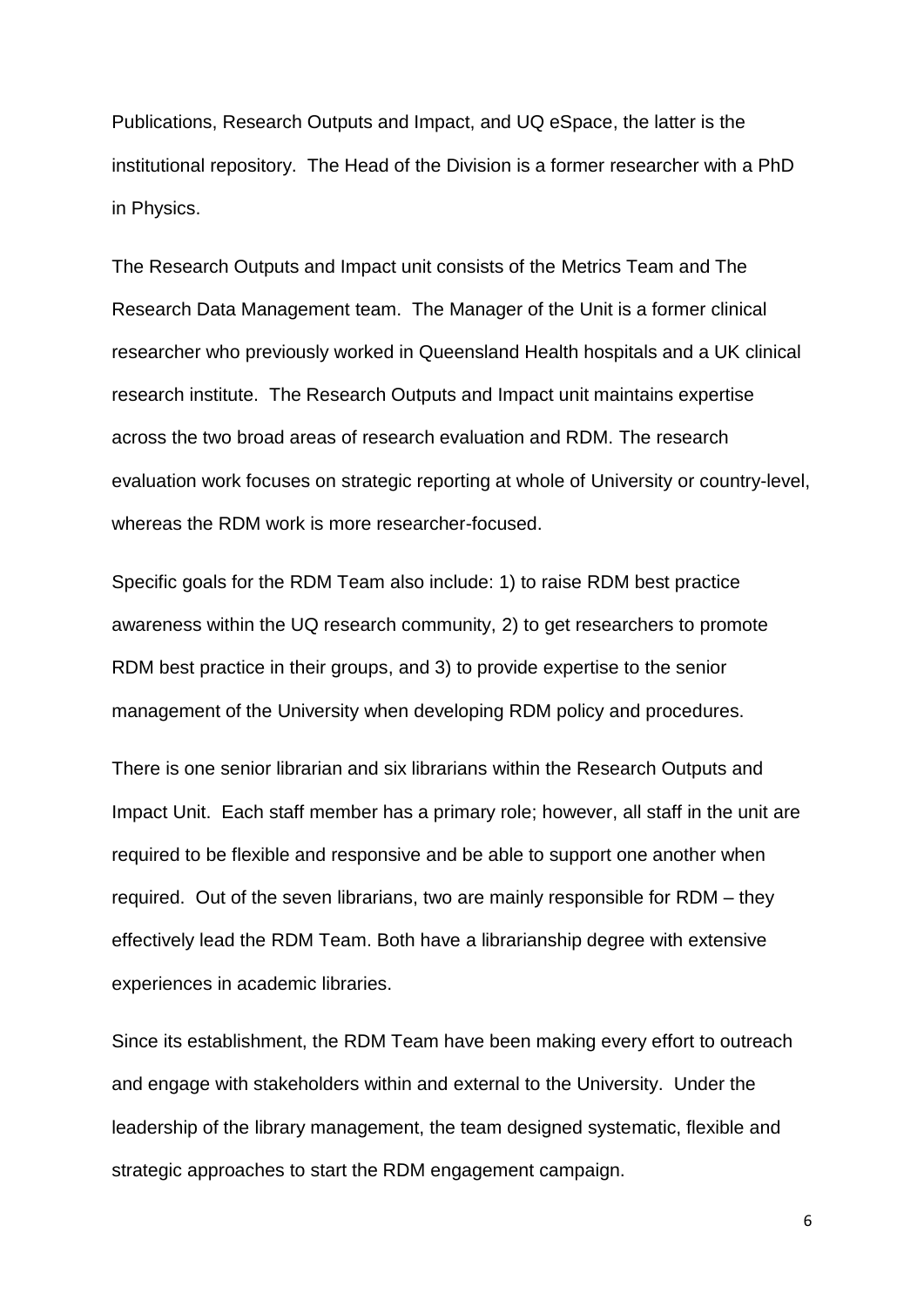Publications, Research Outputs and Impact, and UQ eSpace, the latter is the institutional repository. The Head of the Division is a former researcher with a PhD in Physics.

The Research Outputs and Impact unit consists of the Metrics Team and The Research Data Management team. The Manager of the Unit is a former clinical researcher who previously worked in Queensland Health hospitals and a UK clinical research institute. The Research Outputs and Impact unit maintains expertise across the two broad areas of research evaluation and RDM. The research evaluation work focuses on strategic reporting at whole of University or country-level, whereas the RDM work is more researcher-focused.

Specific goals for the RDM Team also include: 1) to raise RDM best practice awareness within the UQ research community, 2) to get researchers to promote RDM best practice in their groups, and 3) to provide expertise to the senior management of the University when developing RDM policy and procedures.

There is one senior librarian and six librarians within the Research Outputs and Impact Unit. Each staff member has a primary role; however, all staff in the unit are required to be flexible and responsive and be able to support one another when required. Out of the seven librarians, two are mainly responsible for RDM – they effectively lead the RDM Team. Both have a librarianship degree with extensive experiences in academic libraries.

Since its establishment, the RDM Team have been making every effort to outreach and engage with stakeholders within and external to the University. Under the leadership of the library management, the team designed systematic, flexible and strategic approaches to start the RDM engagement campaign.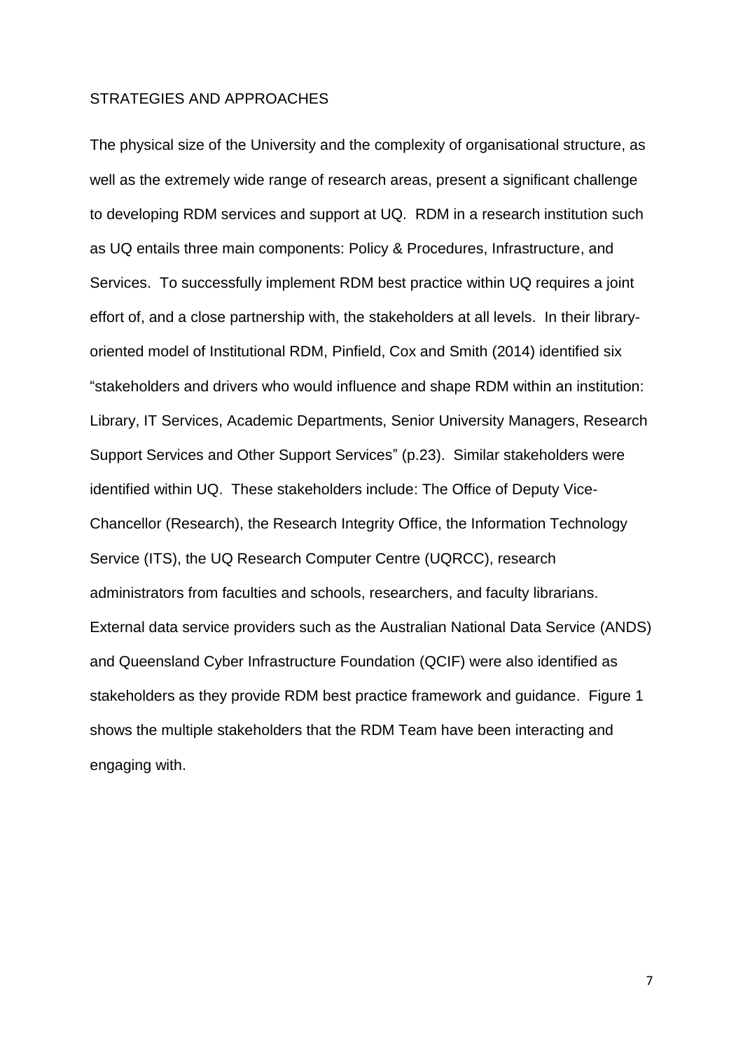## STRATEGIES AND APPROACHES

The physical size of the University and the complexity of organisational structure, as well as the extremely wide range of research areas, present a significant challenge to developing RDM services and support at UQ. RDM in a research institution such as UQ entails three main components: Policy & Procedures, Infrastructure, and Services. To successfully implement RDM best practice within UQ requires a joint effort of, and a close partnership with, the stakeholders at all levels. In their library-oriented model of Institutional RDM, Pinfield, Cox and Smith (2014) identified six "stakeholders and drivers who would influence and shape RDM within an institution: Library, IT Services, Academic Departments, Senior University Managers, Research Support Services and Other Support Services" (p.23). Similar stakeholders were identified within UQ. These stakeholders include: The Office of Deputy Vice-Chancellor (Research), the Research Integrity Office, the Information Technology Service (ITS), the UQ Research Computer Centre (UQRCC), research administrators from faculties and schools, researchers, and faculty librarians. External data service providers such as the Australian National Data Service (ANDS) and Queensland Cyber Infrastructure Foundation (QCIF) were also identified as stakeholders as they provide RDM best practice framework and guidance. Figure 1 shows the multiple stakeholders that the RDM Team have been interacting and engaging with.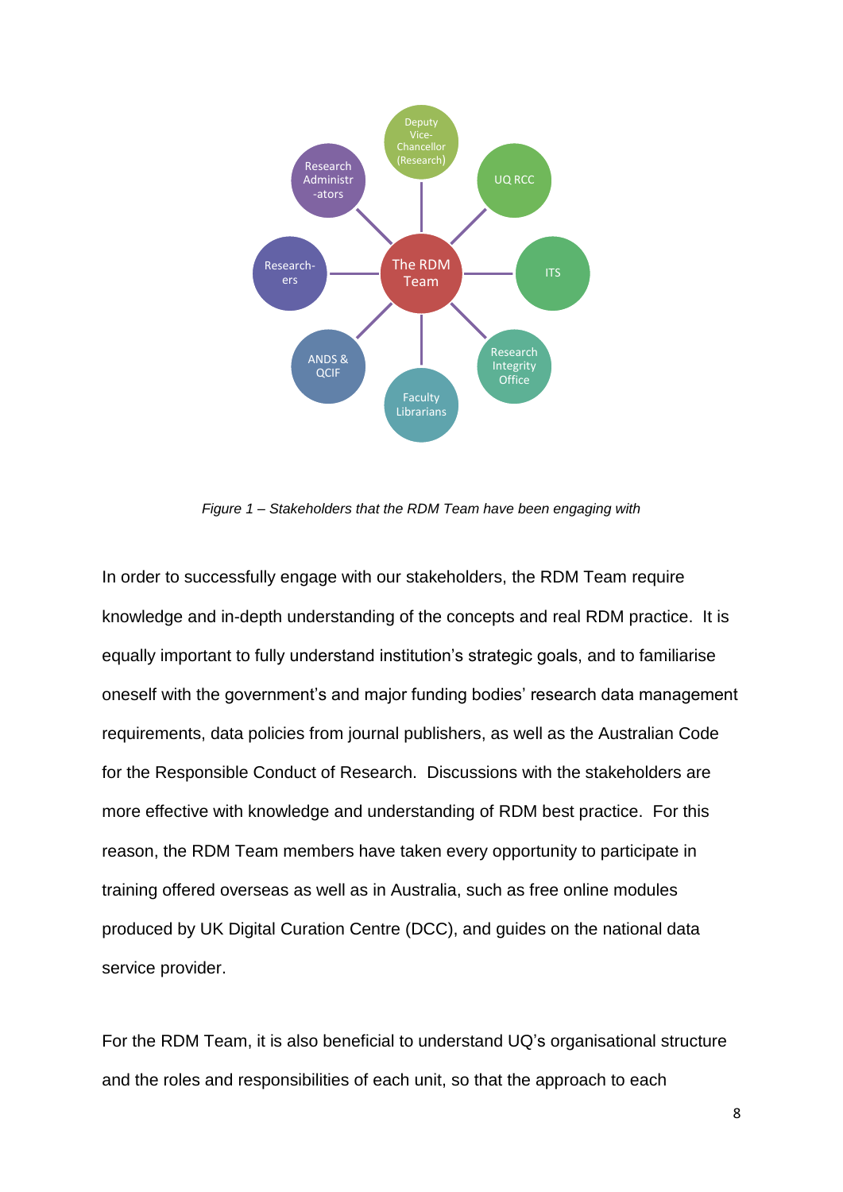*Figure 1 – Stakeholders that the RDM Team have been engaging with*

In order to successfully engage with our stakeholders, the RDM Team require knowledge and in-depth understanding of the concepts and real RDM practice. It is equally important to fully understand institution's strategic goals, and to familiarise oneself with the government's and major funding bodies' research data management requirements, data policies from journal publishers, as well as the Australian Code for the Responsible Conduct of Research. Discussions with the stakeholders are more effective with knowledge and understanding of RDM best practice. For this reason, the RDM Team members have taken every opportunity to participate in training offered overseas as well as in Australia, such as free online modules produced by UK Digital Curation Centre (DCC), and guides on the national data service provider.

For the RDM Team, it is also beneficial to understand UQ's organisational structure and the roles and responsibilities of each unit, so that the approach to each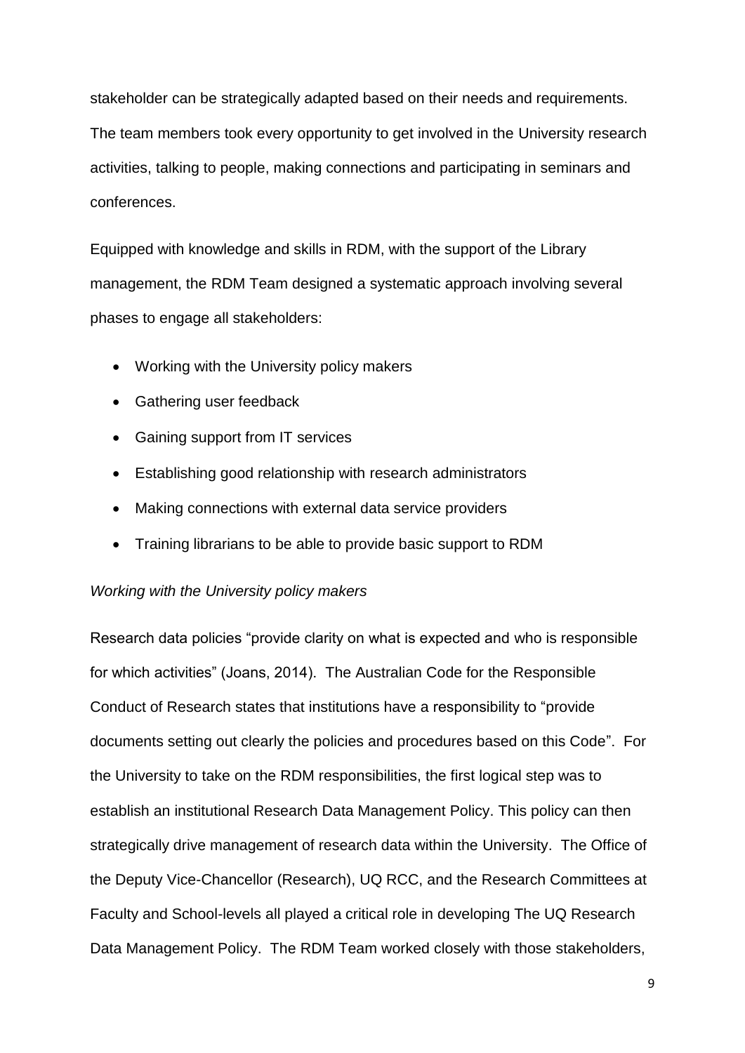stakeholder can be strategically adapted based on their needs and requirements. The team members took every opportunity to get involved in the University research activities, talking to people, making connections and participating in seminars and conferences.

Equipped with knowledge and skills in RDM, with the support of the Library management, the RDM Team designed a systematic approach involving several phases to engage all stakeholders:

- Working with the University policy makers
- Gathering user feedback
- Gaining support from IT services
- Establishing good relationship with research administrators
- Making connections with external data service providers
- Training librarians to be able to provide basic support to RDM

*Working with the University policy makers*

Research data policies "provide clarity on what is expected and who is responsible for which activities" (Joans, 2014). The Australian Code for the Responsible Conduct of Research states that institutions have a responsibility to "provide documents setting out clearly the policies and procedures based on this Code". For the University to take on the RDM responsibilities, the first logical step was to establish an institutional Research Data Management Policy. This policy can then strategically drive management of research data within the University. The Office of the Deputy Vice-Chancellor (Research), UQ RCC, and the Research Committees at Faculty and School-levels all played a critical role in developing The UQ Research Data Management Policy. The RDM Team worked closely with those stakeholders,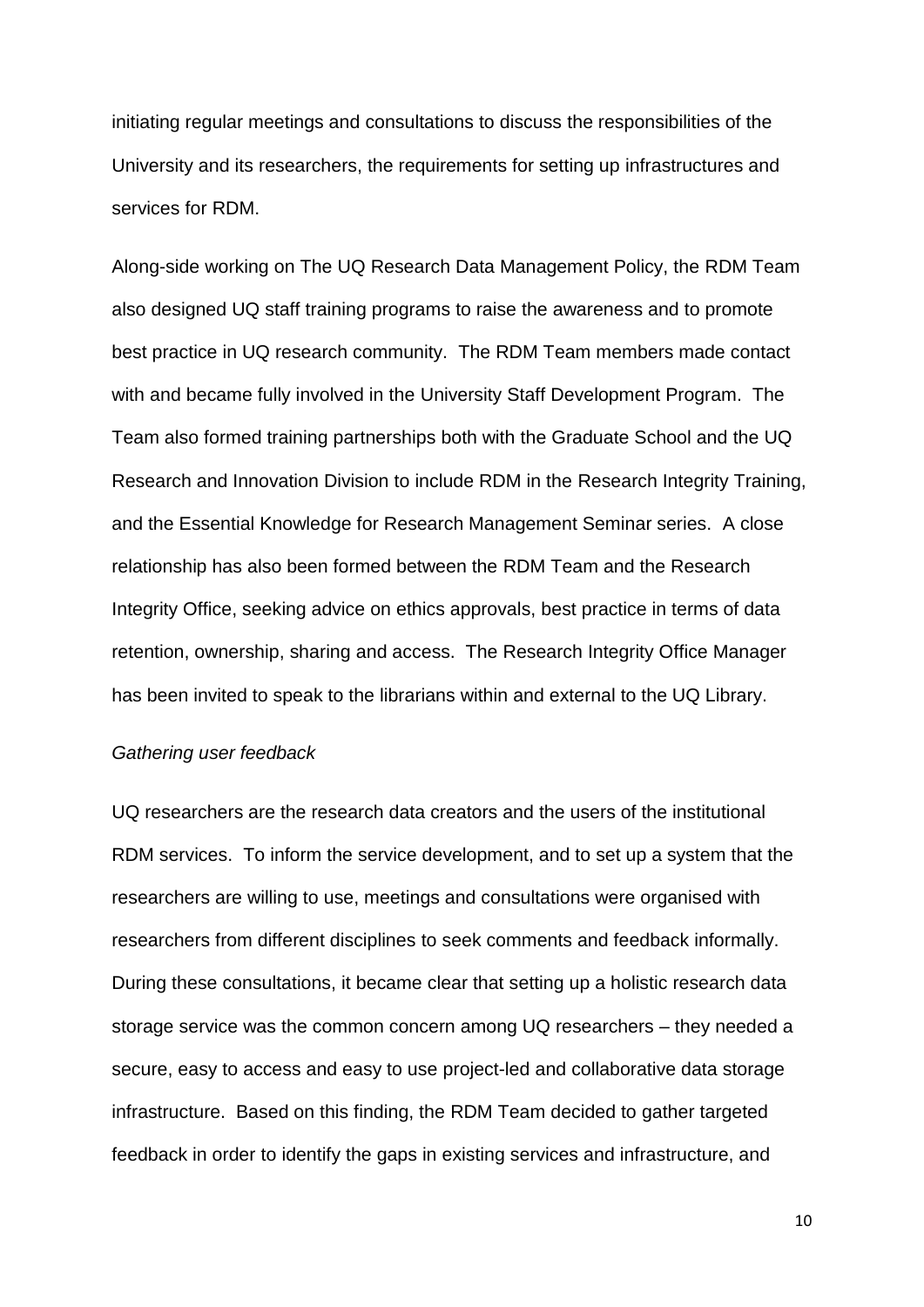initiating regular meetings and consultations to discuss the responsibilities of the University and its researchers, the requirements for setting up infrastructures and services for RDM.

Along-side working on The UQ Research Data Management Policy, the RDM Team also designed UQ staff training programs to raise the awareness and to promote best practice in UQ research community. The RDM Team members made contact with and became fully involved in the University Staff Development Program. The Team also formed training partnerships both with the Graduate School and the UQ Research and Innovation Division to include RDM in the Research Integrity Training, and the Essential Knowledge for Research Management Seminar series. A close relationship has also been formed between the RDM Team and the Research Integrity Office, seeking advice on ethics approvals, best practice in terms of data retention, ownership, sharing and access. The Research Integrity Office Manager has been invited to speak to the librarians within and external to the UQ Library.

*Gathering user feedback*

UQ researchers are the research data creators and the users of the institutional RDM services. To inform the service development, and to set up a system that the researchers are willing to use, meetings and consultations were organised with researchers from different disciplines to seek comments and feedback informally. During these consultations, it became clear that setting up a holistic research data storage service was the common concern among UQ researchers – they needed a secure, easy to access and easy to use project-led and collaborative data storage infrastructure. Based on this finding, the RDM Team decided to gather targeted feedback in order to identify the gaps in existing services and infrastructure, and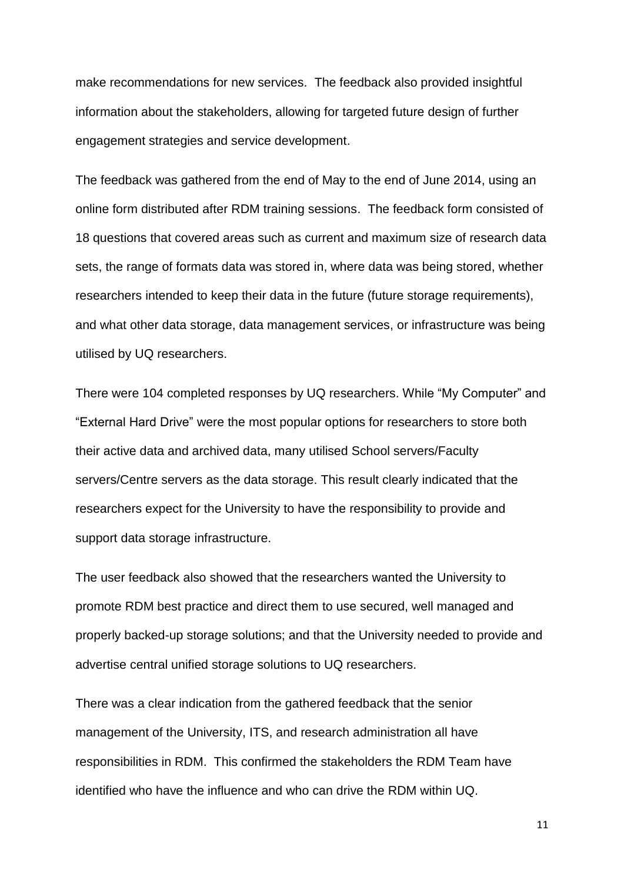make recommendations for new services. The feedback also provided insightful information about the stakeholders, allowing for targeted future design of further engagement strategies and service development.

The feedback was gathered from the end of May to the end of June 2014, using an online form distributed after RDM training sessions. The feedback form consisted of 18 questions that covered areas such as current and maximum size of research data sets, the range of formats data was stored in, where data was being stored, whether researchers intended to keep their data in the future (future storage requirements), and what other data storage, data management services, or infrastructure was being utilised by UQ researchers.

There were 104 completed responses by UQ researchers. While "My Computer" and "External Hard Drive" were the most popular options for researchers to store both their active data and archived data, many utilised School servers/Faculty servers/Centre servers as the data storage. This result clearly indicated that the researchers expect for the University to have the responsibility to provide and support data storage infrastructure.

The user feedback also showed that the researchers wanted the University to promote RDM best practice and direct them to use secured, well managed and properly backed-up storage solutions; and that the University needed to provide and advertise central unified storage solutions to UQ researchers.

There was a clear indication from the gathered feedback that the senior management of the University, ITS, and research administration all have responsibilities in RDM. This confirmed the stakeholders the RDM Team have identified who have the influence and who can drive the RDM within UQ.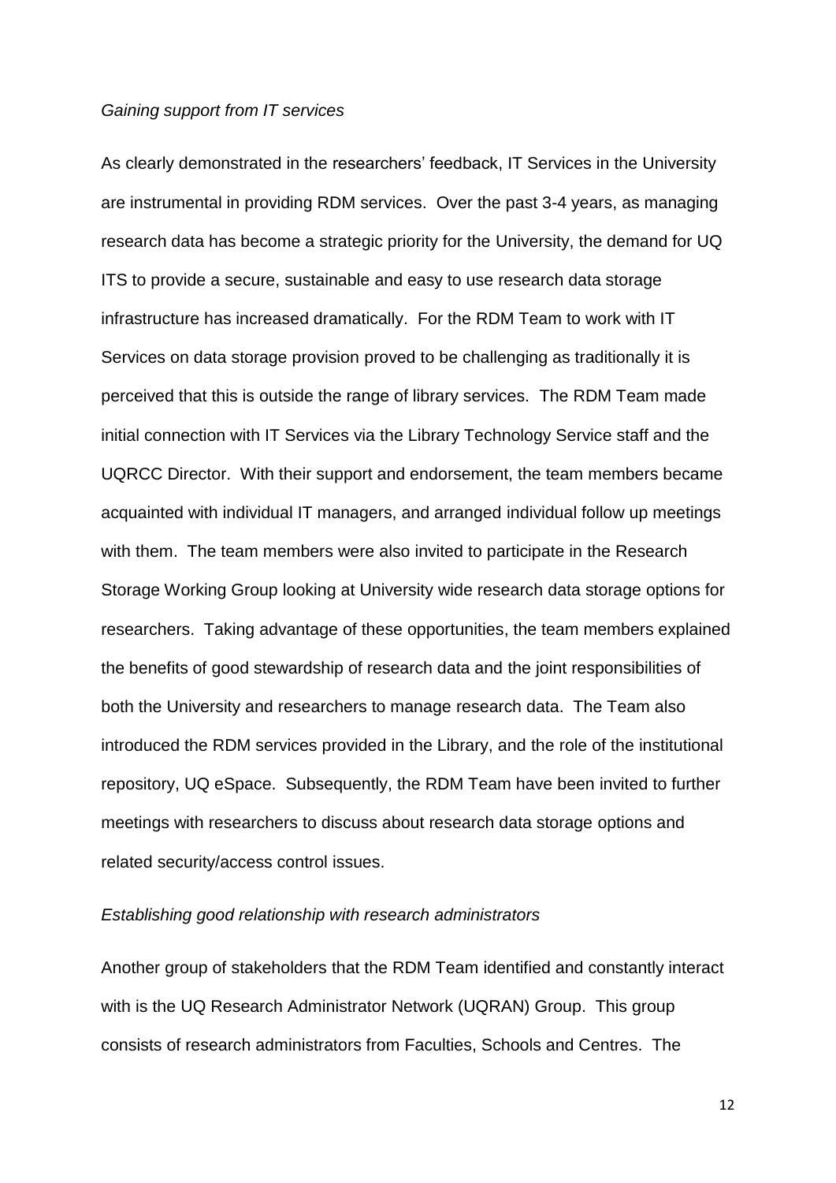*Gaining support from IT services*

As clearly demonstrated in the researchers' feedback, IT Services in the University are instrumental in providing RDM services. Over the past 3-4 years, as managing research data has become a strategic priority for the University, the demand for UQ ITS to provide a secure, sustainable and easy to use research data storage infrastructure has increased dramatically. For the RDM Team to work with IT Services on data storage provision proved to be challenging as traditionally it is perceived that this is outside the range of library services. The RDM Team made initial connection with IT Services via the Library Technology Service staff and the UQRCC Director. With their support and endorsement, the team members became acquainted with individual IT managers, and arranged individual follow up meetings with them. The team members were also invited to participate in the Research Storage Working Group looking at University wide research data storage options for researchers. Taking advantage of these opportunities, the team members explained the benefits of good stewardship of research data and the joint responsibilities of both the University and researchers to manage research data. The Team also introduced the RDM services provided in the Library, and the role of the institutional repository, UQ eSpace. Subsequently, the RDM Team have been invited to further meetings with researchers to discuss about research data storage options and related security/access control issues.

*Establishing good relationship with research administrators*

Another group of stakeholders that the RDM Team identified and constantly interact with is the UQ Research Administrator Network (UQRAN) Group. This group consists of research administrators from Faculties, Schools and Centres. The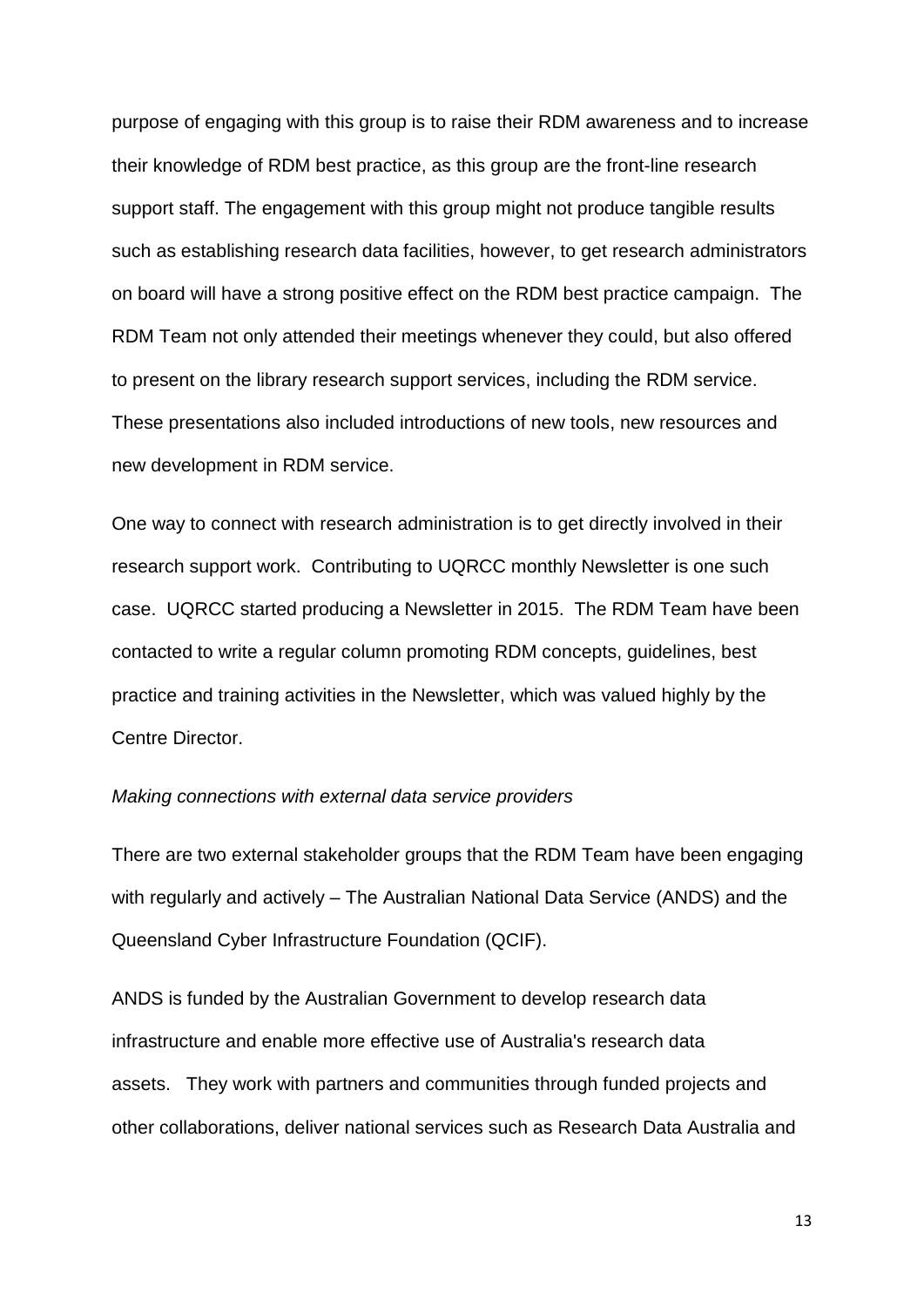purpose of engaging with this group is to raise their RDM awareness and to increase their knowledge of RDM best practice, as this group are the front-line research support staff. The engagement with this group might not produce tangible results such as establishing research data facilities, however, to get research administrators on board will have a strong positive effect on the RDM best practice campaign. The RDM Team not only attended their meetings whenever they could, but also offered to present on the library research support services, including the RDM service. These presentations also included introductions of new tools, new resources and new development in RDM service.

One way to connect with research administration is to get directly involved in their research support work. Contributing to UQRCC monthly Newsletter is one such case. UQRCC started producing a Newsletter in 2015. The RDM Team have been contacted to write a regular column promoting RDM concepts, guidelines, best practice and training activities in the Newsletter, which was valued highly by the Centre Director.

*Making connections with external data service providers*

There are two external stakeholder groups that the RDM Team have been engaging with regularly and actively – The Australian National Data Service (ANDS) and the Queensland Cyber Infrastructure Foundation (QCIF).

ANDS is funded by the Australian Government to develop research data infrastructure and enable more effective use of Australia's research data assets. They work with partners and communities through funded projects and other collaborations, deliver national services such as Research Data Australia and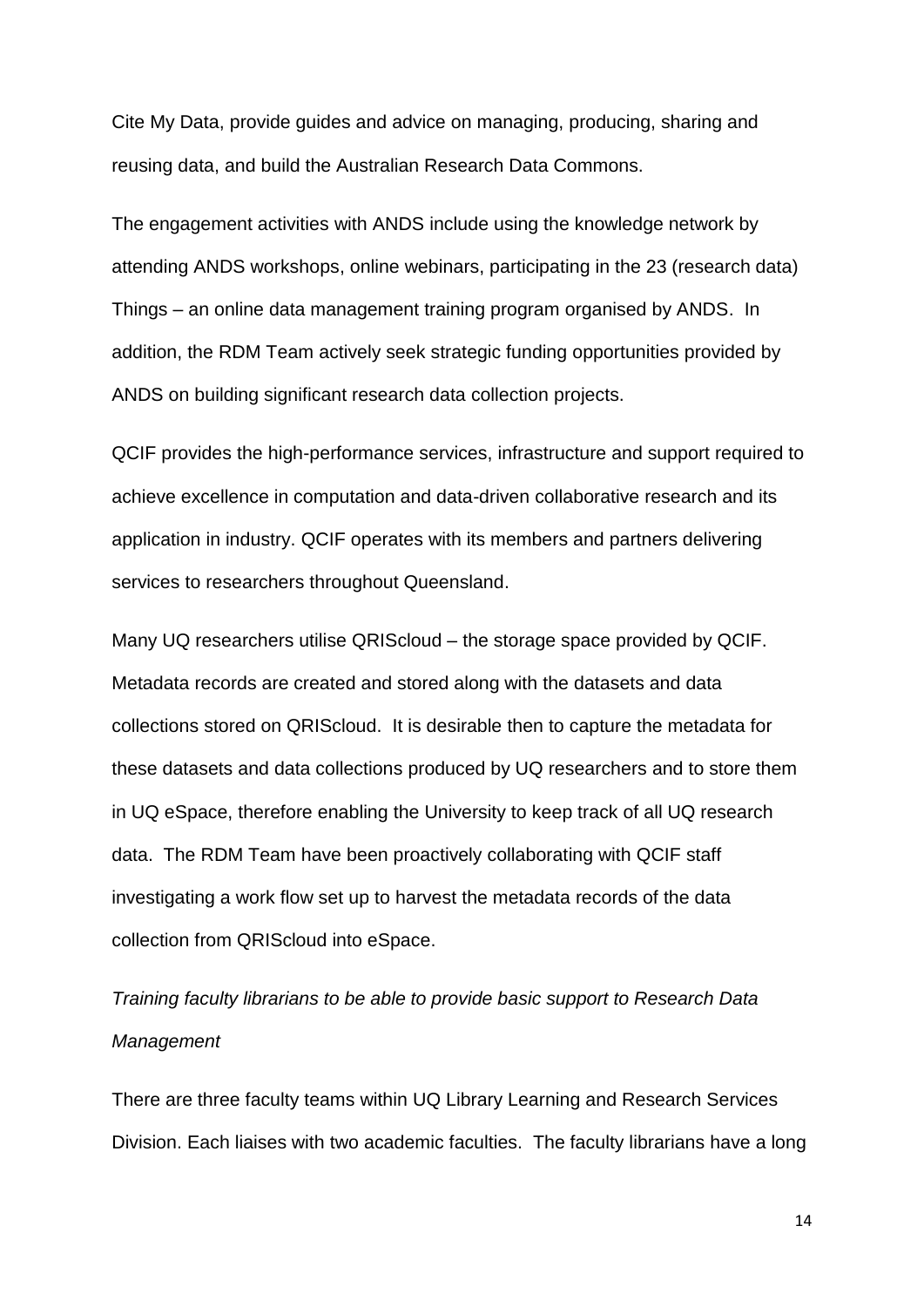Cite My Data, provide guides and advice on managing, producing, sharing and reusing data, and build the Australian Research Data Commons.

The engagement activities with ANDS include using the knowledge network by attending ANDS workshops, online webinars, participating in the 23 (research data) Things – an online data management training program organised by ANDS. In addition, the RDM Team actively seek strategic funding opportunities provided by ANDS on building significant research data collection projects.

QCIF provides the high-performance services, infrastructure and support required to achieve excellence in computation and data-driven collaborative research and its application in industry. QCIF operates with its members and partners delivering services to researchers throughout Queensland.

Many UQ researchers utilise QRIScloud – the storage space provided by QCIF. Metadata records are created and stored along with the datasets and data collections stored on QRIScloud. It is desirable then to capture the metadata for these datasets and data collections produced by UQ researchers and to store them in UQ eSpace, therefore enabling the University to keep track of all UQ research data. The RDM Team have been proactively collaborating with QCIF staff investigating a work flow set up to harvest the metadata records of the data collection from QRIScloud into eSpace.

*Training faculty librarians to be able to provide basic support to Research Data Management*

There are three faculty teams within UQ Library Learning and Research Services Division. Each liaises with two academic faculties. The faculty librarians have a long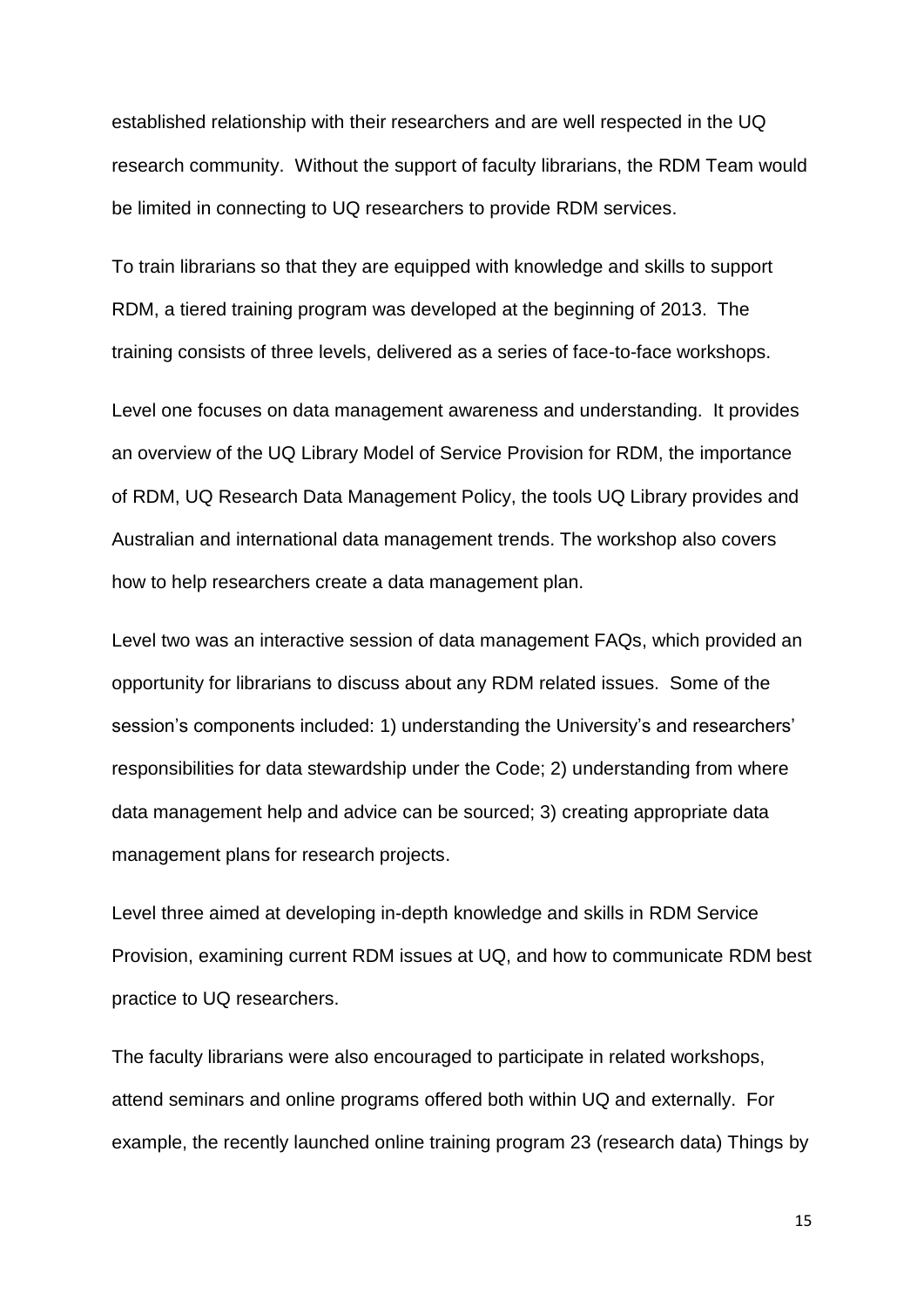established relationship with their researchers and are well respected in the UQ research community. Without the support of faculty librarians, the RDM Team would be limited in connecting to UQ researchers to provide RDM services.

To train librarians so that they are equipped with knowledge and skills to support RDM, a tiered training program was developed at the beginning of 2013. The training consists of three levels, delivered as a series of face-to-face workshops.

Level one focuses on data management awareness and understanding. It provides an overview of the UQ Library Model of Service Provision for RDM, the importance of RDM, UQ Research Data Management Policy, the tools UQ Library provides and Australian and international data management trends. The workshop also covers how to help researchers create a data management plan.

Level two was an interactive session of data management FAQs, which provided an opportunity for librarians to discuss about any RDM related issues. Some of the session's components included: 1) understanding the University's and researchers' responsibilities for data stewardship under the Code; 2) understanding from where data management help and advice can be sourced; 3) creating appropriate data management plans for research projects.

Level three aimed at developing in-depth knowledge and skills in RDM Service Provision, examining current RDM issues at UQ, and how to communicate RDM best practice to UQ researchers.

The faculty librarians were also encouraged to participate in related workshops, attend seminars and online programs offered both within UQ and externally. For example, the recently launched online training program 23 (research data) Things by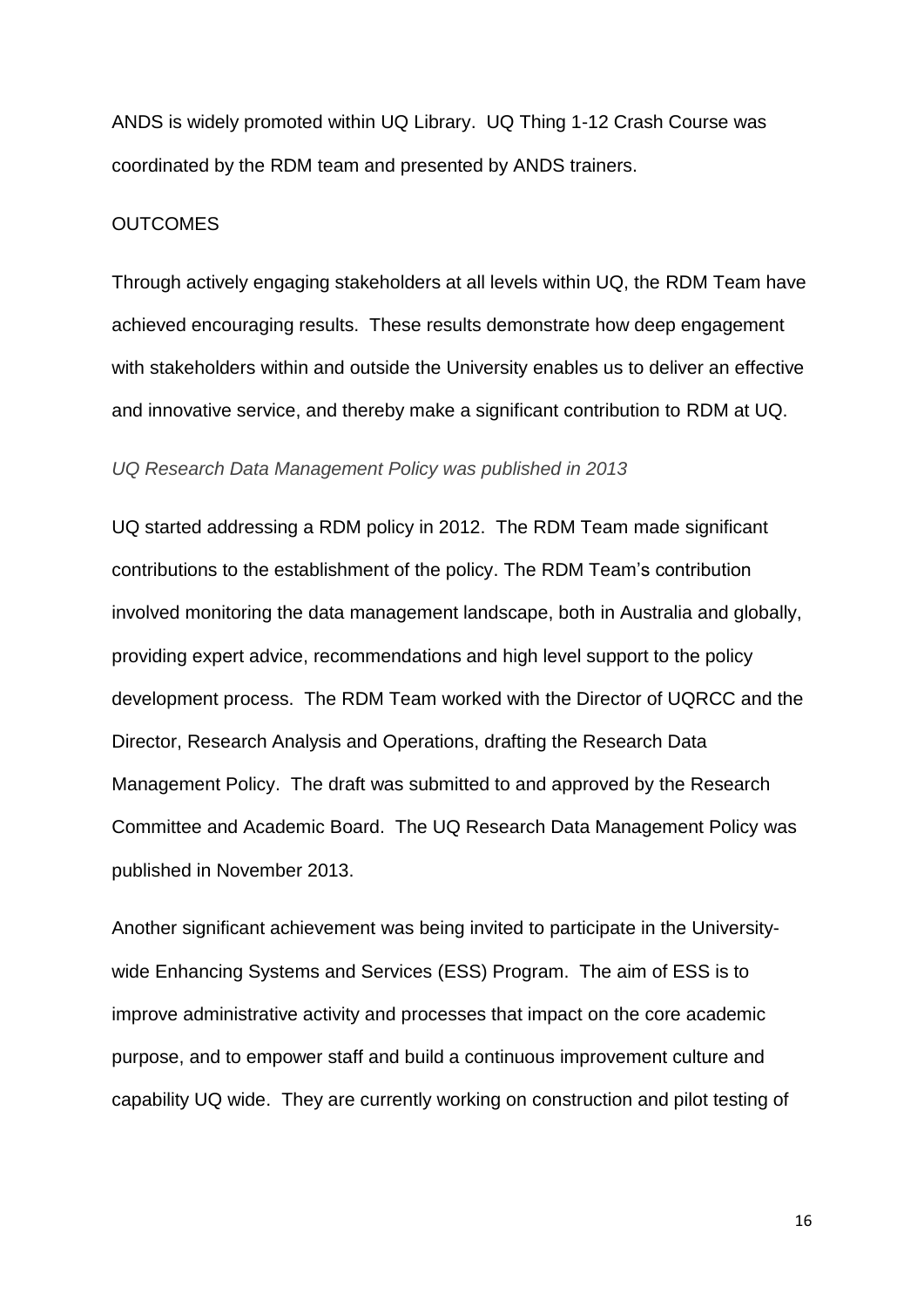ANDS is widely promoted within UQ Library. UQ Thing 1-12 Crash Course was coordinated by the RDM team and presented by ANDS trainers.

## OUTCOMES

Through actively engaging stakeholders at all levels within UQ, the RDM Team have achieved encouraging results. These results demonstrate how deep engagement with stakeholders within and outside the University enables us to deliver an effective and innovative service, and thereby make a significant contribution to RDM at UQ.

### *UQ Research Data Management Policy was published in 2013*

UQ started addressing a RDM policy in 2012. The RDM Team made significant contributions to the establishment of the policy. The RDM Team's contribution involved monitoring the data management landscape, both in Australia and globally, providing expert advice, recommendations and high level support to the policy development process. The RDM Team worked with the Director of UQRCC and the Director, Research Analysis and Operations, drafting the Research Data Management Policy. The draft was submitted to and approved by the Research Committee and Academic Board. The UQ Research Data Management Policy was published in November 2013.

Another significant achievement was being invited to participate in the University-wide Enhancing Systems and Services (ESS) Program. The aim of ESS is to improve administrative activity and processes that impact on the core academic purpose, and to empower staff and build a continuous improvement culture and capability UQ wide. They are currently working on construction and pilot testing of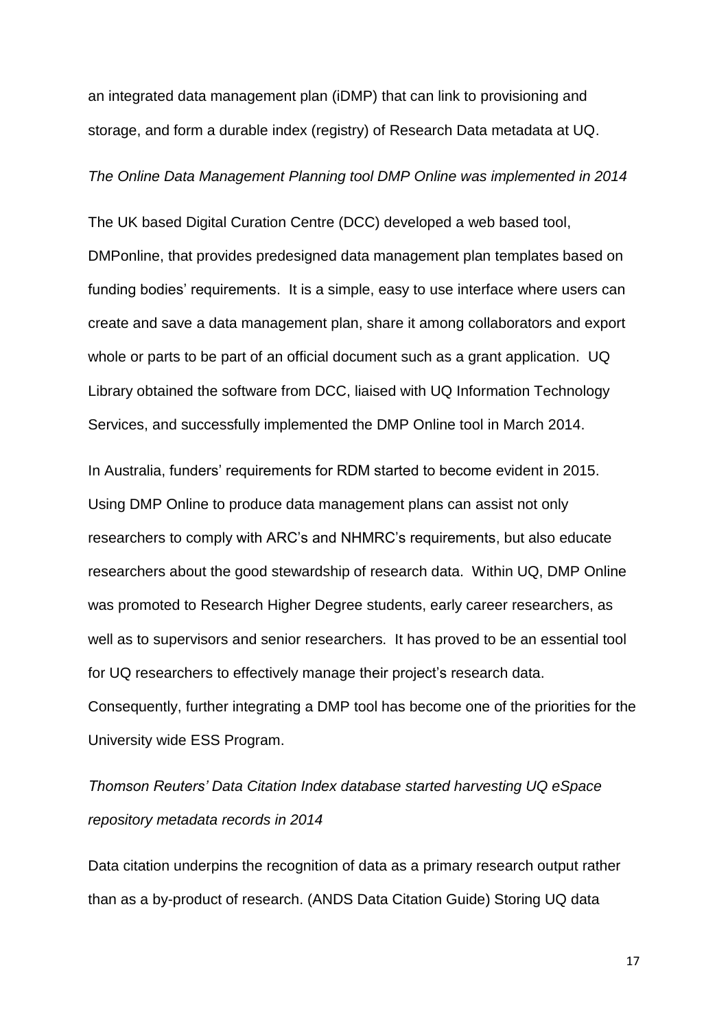an integrated data management plan (iDMP) that can link to provisioning and storage, and form a durable index (registry) of Research Data metadata at UQ.

*The Online Data Management Planning tool DMP Online was implemented in 2014*

The UK based Digital Curation Centre (DCC) developed a web based tool, DMPonline, that provides predesigned data management plan templates based on funding bodies' requirements. It is a simple, easy to use interface where users can create and save a data management plan, share it among collaborators and export whole or parts to be part of an official document such as a grant application. UQ Library obtained the software from DCC, liaised with UQ Information Technology Services, and successfully implemented the DMP Online tool in March 2014.

In Australia, funders' requirements for RDM started to become evident in 2015. Using DMP Online to produce data management plans can assist not only researchers to comply with ARC's and NHMRC's requirements, but also educate researchers about the good stewardship of research data. Within UQ, DMP Online was promoted to Research Higher Degree students, early career researchers, as well as to supervisors and senior researchers. It has proved to be an essential tool for UQ researchers to effectively manage their project's research data. Consequently, further integrating a DMP tool has become one of the priorities for the University wide ESS Program.

*Thomson Reuters' Data Citation Index database started harvesting UQ eSpace repository metadata records in 2014*

Data citation underpins the recognition of data as a primary research output rather than as a by-product of research. (ANDS Data Citation Guide) Storing UQ data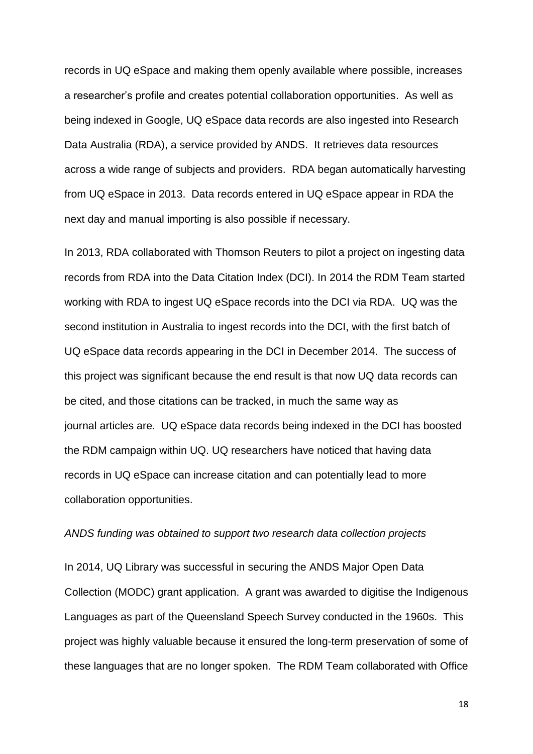records in UQ eSpace and making them openly available where possible, increases a researcher's profile and creates potential collaboration opportunities. As well as being indexed in Google, UQ eSpace data records are also ingested into Research Data Australia (RDA), a service provided by ANDS. It retrieves data resources across a wide range of subjects and providers. RDA began automatically harvesting from UQ eSpace in 2013. Data records entered in UQ eSpace appear in RDA the next day and manual importing is also possible if necessary.

In 2013, RDA collaborated with Thomson Reuters to pilot a project on ingesting data records from RDA into the Data Citation Index (DCI). In 2014 the RDM Team started working with RDA to ingest UQ eSpace records into the DCI via RDA. UQ was the second institution in Australia to ingest records into the DCI, with the first batch of UQ eSpace data records appearing in the DCI in December 2014. The success of this project was significant because the end result is that now UQ data records can be cited, and those citations can be tracked, in much the same way as journal articles are. UQ eSpace data records being indexed in the DCI has boosted the RDM campaign within UQ. UQ researchers have noticed that having data records in UQ eSpace can increase citation and can potentially lead to more collaboration opportunities.

*ANDS funding was obtained to support two research data collection projects*

In 2014, UQ Library was successful in securing the ANDS Major Open Data Collection (MODC) grant application. A grant was awarded to digitise the Indigenous Languages as part of the Queensland Speech Survey conducted in the 1960s. This project was highly valuable because it ensured the long-term preservation of some of these languages that are no longer spoken. The RDM Team collaborated with Office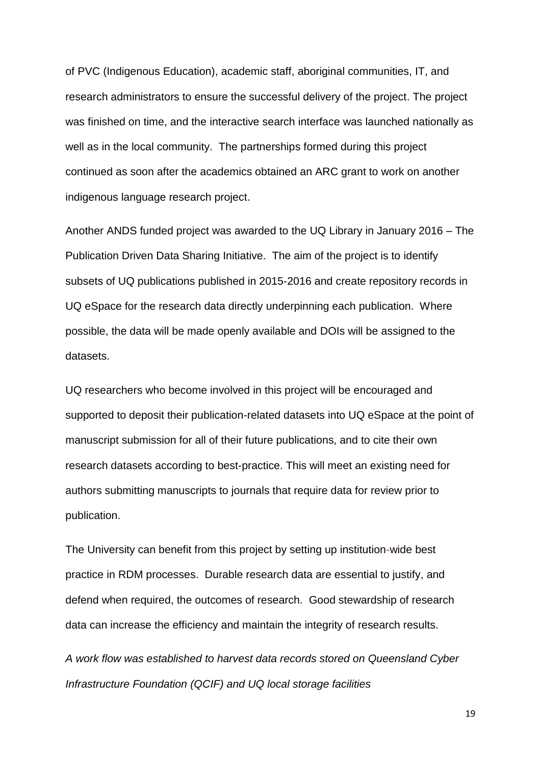of PVC (Indigenous Education), academic staff, aboriginal communities, IT, and research administrators to ensure the successful delivery of the project. The project was finished on time, and the interactive search interface was launched nationally as well as in the local community. The partnerships formed during this project continued as soon after the academics obtained an ARC grant to work on another indigenous language research project.

Another ANDS funded project was awarded to the UQ Library in January 2016 – The Publication Driven Data Sharing Initiative. The aim of the project is to identify subsets of UQ publications published in 2015-2016 and create repository records in UQ eSpace for the research data directly underpinning each publication. Where possible, the data will be made openly available and DOIs will be assigned to the datasets.

UQ researchers who become involved in this project will be encouraged and supported to deposit their publication-related datasets into UQ eSpace at the point of manuscript submission for all of their future publications, and to cite their own research datasets according to best-practice. This will meet an existing need for authors submitting manuscripts to journals that require data for review prior to publication.

The University can benefit from this project by setting up institution-wide best practice in RDM processes. Durable research data are essential to justify, and defend when required, the outcomes of research. Good stewardship of research data can increase the efficiency and maintain the integrity of research results.

*A work flow was established to harvest data records stored on Queensland Cyber Infrastructure Foundation (QCIF) and UQ local storage facilities*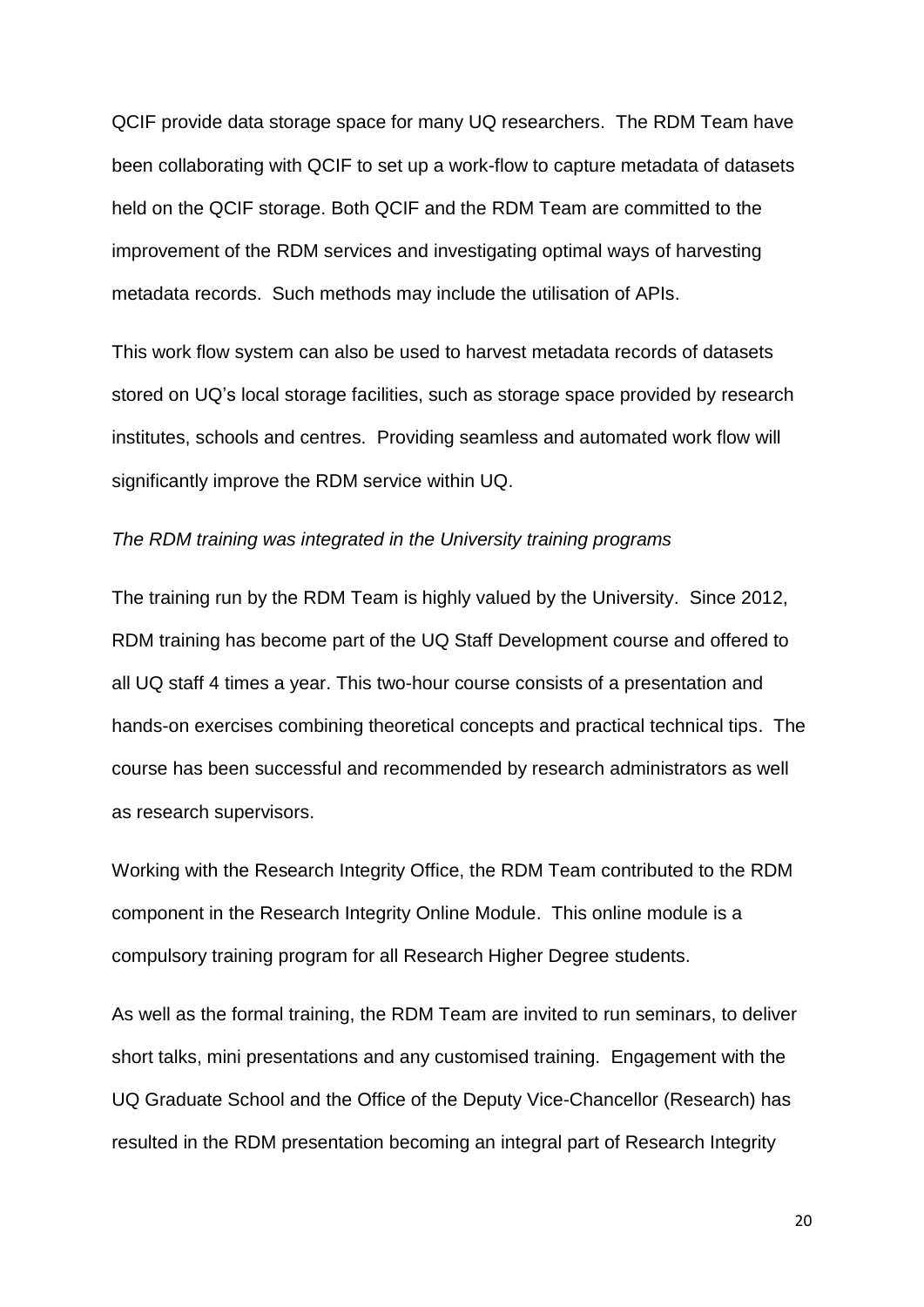QCIF provide data storage space for many UQ researchers. The RDM Team have been collaborating with QCIF to set up a work-flow to capture metadata of datasets held on the QCIF storage. Both QCIF and the RDM Team are committed to the improvement of the RDM services and investigating optimal ways of harvesting metadata records. Such methods may include the utilisation of APIs.

This work flow system can also be used to harvest metadata records of datasets stored on UQ's local storage facilities, such as storage space provided by research institutes, schools and centres. Providing seamless and automated work flow will significantly improve the RDM service within UQ.

*The RDM training was integrated in the University training programs*

The training run by the RDM Team is highly valued by the University. Since 2012, RDM training has become part of the UQ Staff Development course and offered to all UQ staff 4 times a year. This two-hour course consists of a presentation and hands-on exercises combining theoretical concepts and practical technical tips. The course has been successful and recommended by research administrators as well as research supervisors.

Working with the Research Integrity Office, the RDM Team contributed to the RDM component in the Research Integrity Online Module. This online module is a compulsory training program for all Research Higher Degree students.

As well as the formal training, the RDM Team are invited to run seminars, to deliver short talks, mini presentations and any customised training. Engagement with the UQ Graduate School and the Office of the Deputy Vice-Chancellor (Research) has resulted in the RDM presentation becoming an integral part of Research Integrity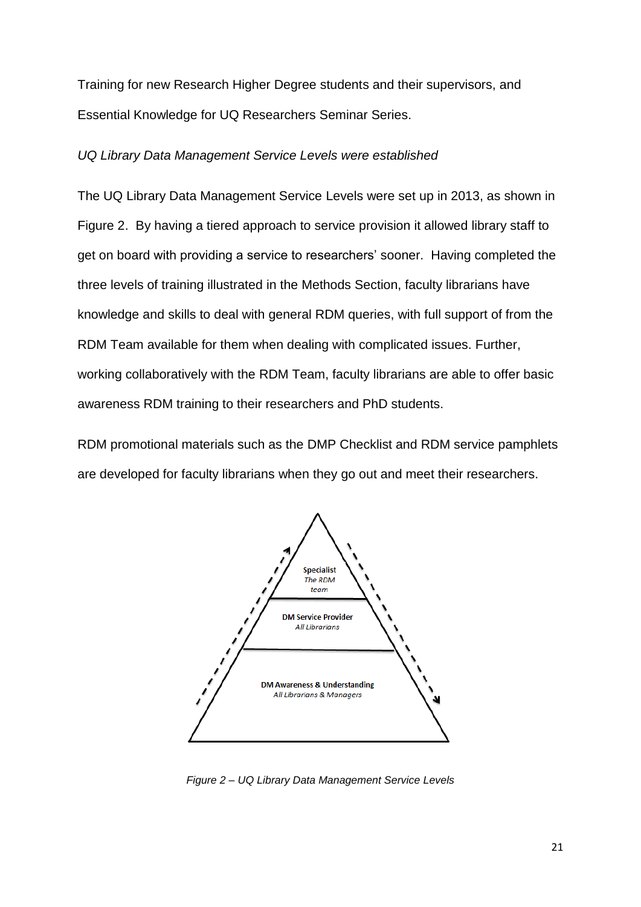Training for new Research Higher Degree students and their supervisors, and Essential Knowledge for UQ Researchers Seminar Series.

*UQ Library Data Management Service Levels were established*

The UQ Library Data Management Service Levels were set up in 2013, as shown in Figure 2. By having a tiered approach to service provision it allowed library staff to get on board with providing a service to researchers' sooner. Having completed the three levels of training illustrated in the Methods Section, faculty librarians have knowledge and skills to deal with general RDM queries, with full support of from the RDM Team available for them when dealing with complicated issues. Further, working collaboratively with the RDM Team, faculty librarians are able to offer basic awareness RDM training to their researchers and PhD students.

RDM promotional materials such as the DMP Checklist and RDM service pamphlets are developed for faculty librarians when they go out and meet their researchers.

**Specialist**
*The RDM team*

**DM Service Provider**
*All Librarians*

**DM Awareness & Understanding**
*All Librarians & Managers*

*Figure 2 – UQ Library Data Management Service Levels*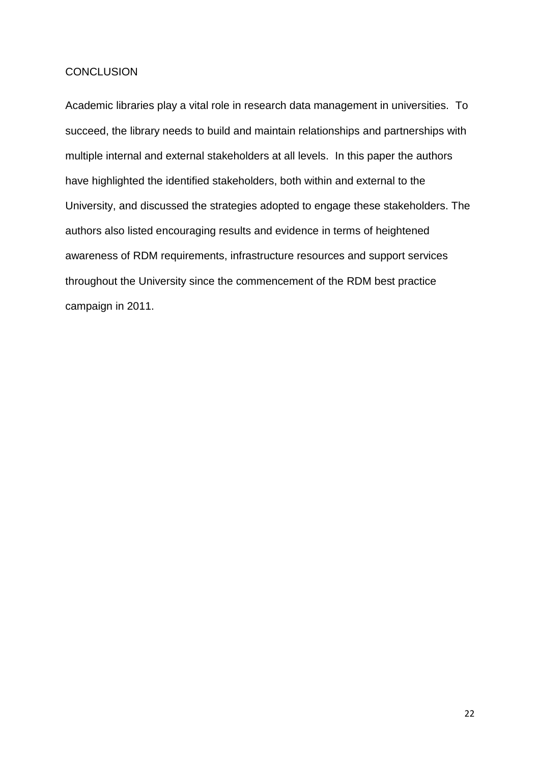## CONCLUSION

Academic libraries play a vital role in research data management in universities. To succeed, the library needs to build and maintain relationships and partnerships with multiple internal and external stakeholders at all levels. In this paper the authors have highlighted the identified stakeholders, both within and external to the University, and discussed the strategies adopted to engage these stakeholders. The authors also listed encouraging results and evidence in terms of heightened awareness of RDM requirements, infrastructure resources and support services throughout the University since the commencement of the RDM best practice campaign in 2011.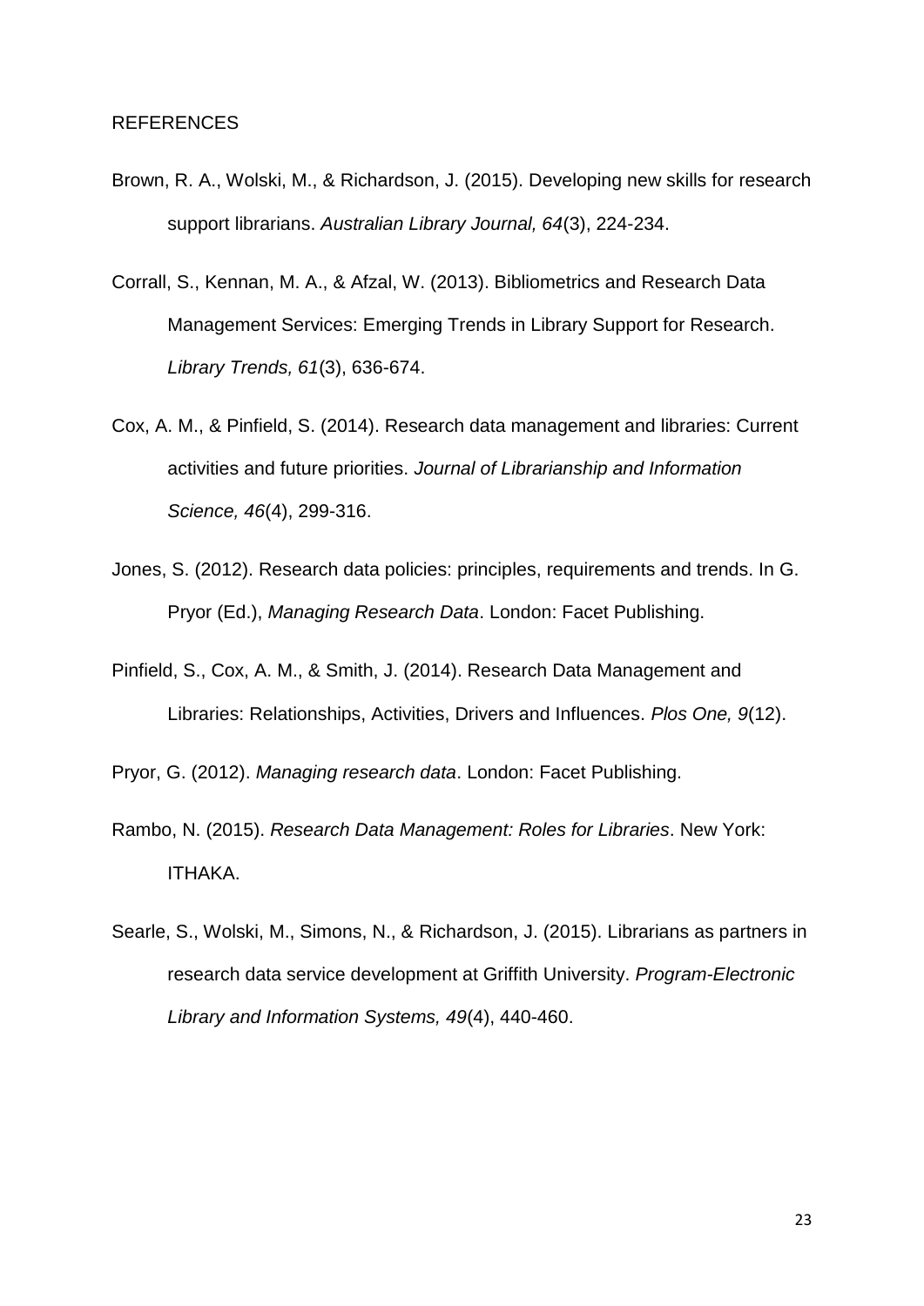# REFERENCES

Brown, R. A., Wolski, M., & Richardson, J. (2015). Developing new skills for research support librarians. *Australian Library Journal, 64*(3), 224-234.

Corrall, S., Kennan, M. A., & Afzal, W. (2013). Bibliometrics and Research Data Management Services: Emerging Trends in Library Support for Research. *Library Trends, 61*(3), 636-674.

Cox, A. M., & Pinfield, S. (2014). Research data management and libraries: Current activities and future priorities. *Journal of Librarianship and Information Science, 46*(4), 299-316.

Jones, S. (2012). Research data policies: principles, requirements and trends. In G. Pryor (Ed.), *Managing Research Data*. London: Facet Publishing.

Pinfield, S., Cox, A. M., & Smith, J. (2014). Research Data Management and Libraries: Relationships, Activities, Drivers and Influences. *Plos One, 9*(12).

Pryor, G. (2012). *Managing research data*. London: Facet Publishing.

Rambo, N. (2015). *Research Data Management: Roles for Libraries*. New York: ITHAKA.

Searle, S., Wolski, M., Simons, N., & Richardson, J. (2015). Librarians as partners in research data service development at Griffith University. *Program-Electronic Library and Information Systems, 49*(4), 440-460.